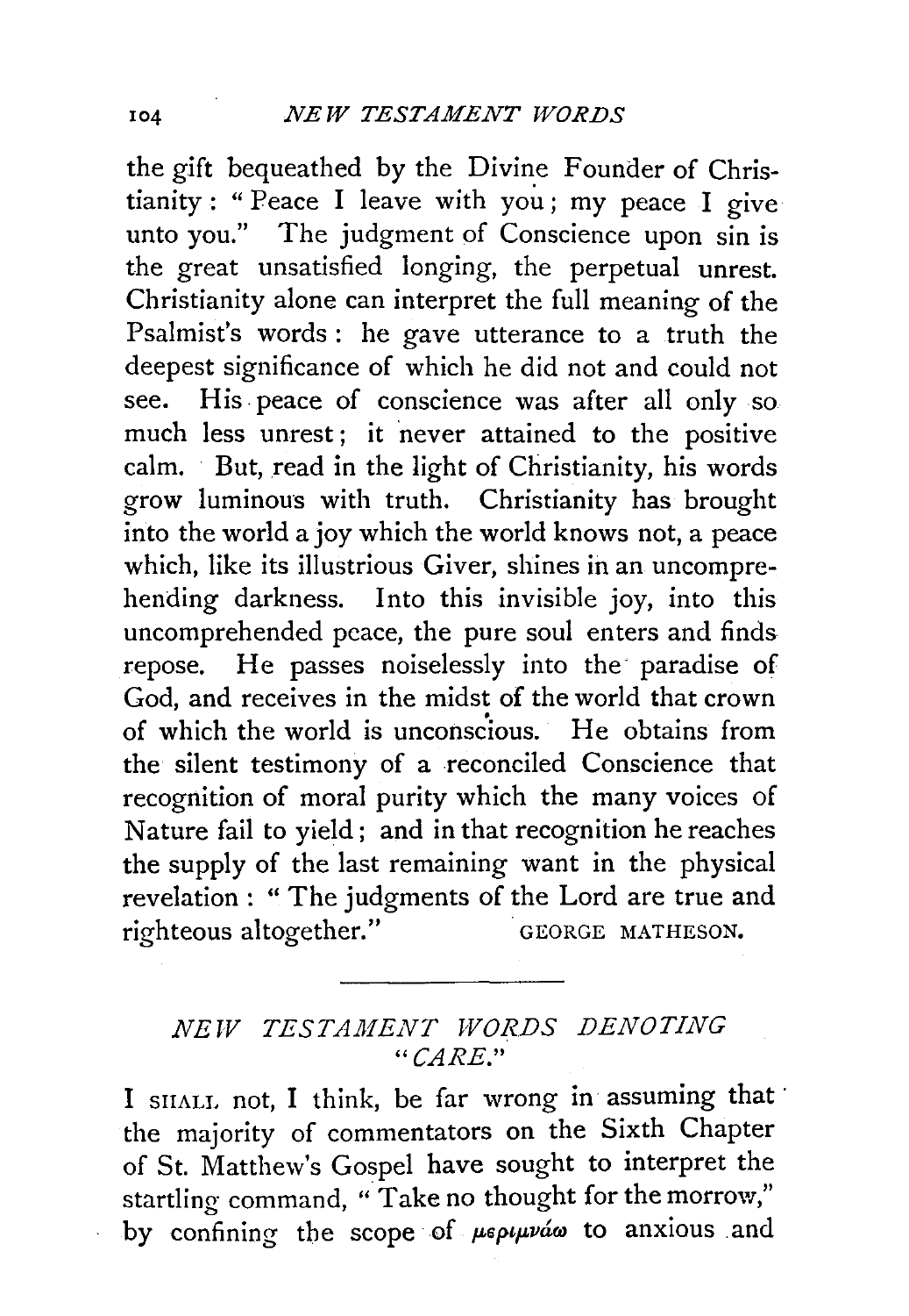the gift bequeathed by the Divine Founder of Christianity: "Peace I leave with you; my peace I give unto you." The judgment of Conscience upon sin is the great unsatisfied longing, the perpetual unrest. Christianity alone can interpret the full meaning of the Psalmist's words: he gave utterance to a truth the deepest significance of which he did not and could not see. His peace of conscience was after all only so much less unrest; it never attained to the positive calm. But, read in the light of Christianity, his words grow luminous with truth. Christianity has brought into the world a joy which the world knows not, a peace which, like its illustrious Giver, shines in an uncomprehending darkness. Into this invisible joy, into this uncomprehended peace, the pure soul enters and finds repose. He passes noiselessly into the paradise of God, and receives in the midst of the world that crown of which the world is unconscious. He obtains from the silent testimony of a reconciled Conscience that recognition of moral purity which the many voices of Nature fail to yield; and in that recognition he reaches the supply of the last remaining want in the physical revelation: "The judgments of the Lord are true and righteous altogether."

GEORGE MATHESON.

---

## *NEW TESTAMENT WORDS DENOTING "CARE."*

I SHALL not, I think, be far wrong in assuming that the majority of commentators on the Sixth Chapter of St. Matthew's Gospel have sought to interpret the startling command, "Take no thought for the morrow," by confining the scope of μεριμνάω to anxious and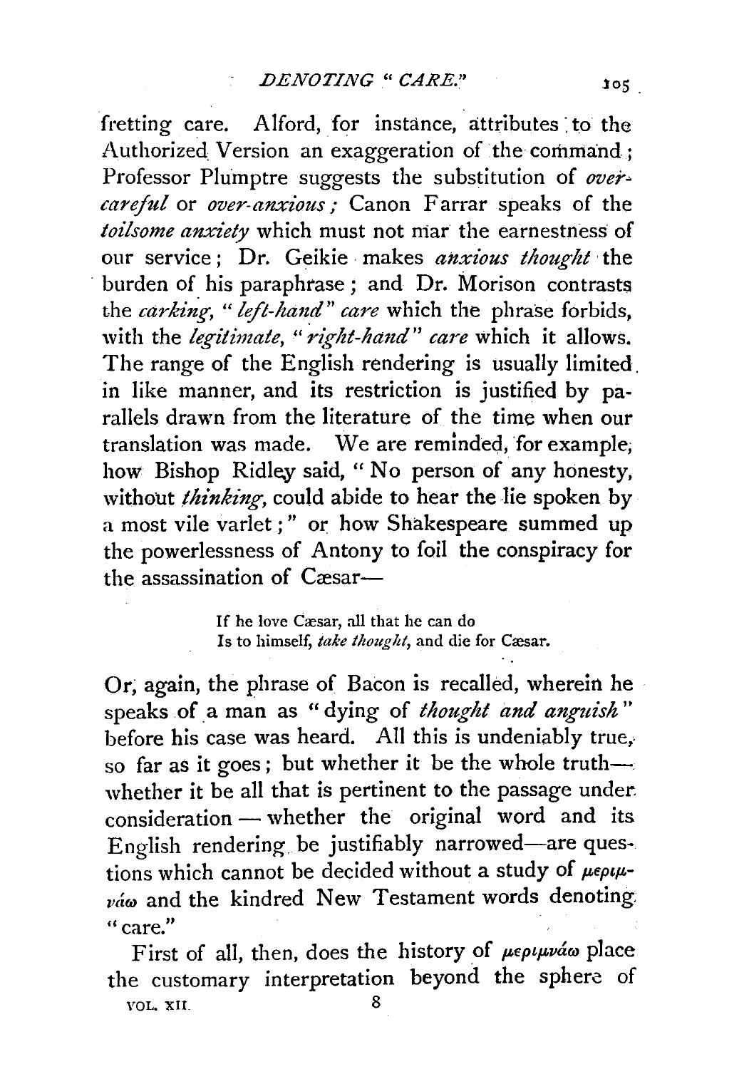fretting care. Alford, for instance, attributes to the Authorized Version an exaggeration of the command; Professor Plumptre suggests the substitution of *over-careful* or *over-anxious;* Canon Farrar speaks of the *toilsome anxiety* which must not mar the earnestness of our service; Dr. Geikie makes *anxious thought* the burden of his paraphrase; and Dr. Morison contrasts the *carking, "left-hand" care* which the phrase forbids, with the *legitimate, "right-hand" care* which it allows. The range of the English rendering is usually limited in like manner, and its restriction is justified by parallels drawn from the literature of the time when our translation was made. We are reminded, for example, how Bishop Ridley said, "No person of any honesty, without *thinking*, could abide to hear the lie spoken by a most vile varlet;" or how Shakespeare summed up the powerlessness of Antony to foil the conspiracy for the assassination of Cæsar—

> If he love Cæsar, all that he can do
> Is to himself, *take thought*, and die for Cæsar.

Or, again, the phrase of Bacon is recalled, wherein he speaks of a man as "dying of *thought and anguish*" before his case was heard. All this is undeniably true, so far as it goes; but whether it be the whole truth—whether it be all that is pertinent to the passage under consideration — whether the original word and its English rendering be justifiably narrowed—are questions which cannot be decided without a study of μεριμνάω and the kindred New Testament words denoting "care."

First of all, then, does the history of μεριμνάω place the customary interpretation beyond the sphere of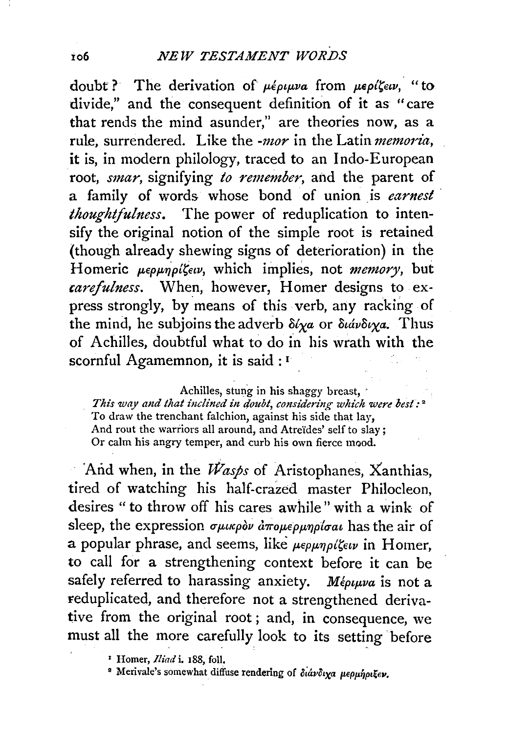doubt? The derivation of μέριμνα from μερίζειν, "to divide," and the consequent definition of it as "care that rends the mind asunder," are theories now, as a rule, surrendered. Like the *-mor* in the Latin *memoria*, it is, in modern philology, traced to an Indo-European root, *smar*, signifying *to remember*, and the parent of a family of words whose bond of union is *earnest thoughtfulness*. The power of reduplication to intensify the original notion of the simple root is retained (though already shewing signs of deterioration) in the Homeric μερμηρίζειν, which implies, not *memory*, but *carefulness*. When, however, Homer designs to express strongly, by means of this verb, any racking of the mind, he subjoins the adverb δίχα or διάνδιχα. Thus of Achilles, doubtful what to do in his wrath with the scornful Agamemnon, it is said:[1]

> Achilles, stung in his shaggy breast,
> *This way and that inclined in doubt, considering which were best:*[2]
> To draw the trenchant falchion, against his side that lay,
> And rout the warriors all around, and Atreïdes' self to slay;
> Or calm his angry temper, and curb his own fierce mood.

And when, in the *Wasps* of Aristophanes, Xanthias, tired of watching his half-crazed master Philocleon, desires "to throw off his cares awhile" with a wink of sleep, the expression σμικρὸν ἀπομερμηρίσαι has the air of a popular phrase, and seems, like μερμηρίζειν in Homer, to call for a strengthening context before it can be safely referred to harassing anxiety. Μέριμνα is not a reduplicated, and therefore not a strengthened derivative from the original root; and, in consequence, we must all the more carefully look to its setting before

[1] Homer, *Iliad* i. 188, foll.

[2] Merivale's somewhat diffuse rendering of διάνδιχα μερμήριξεν.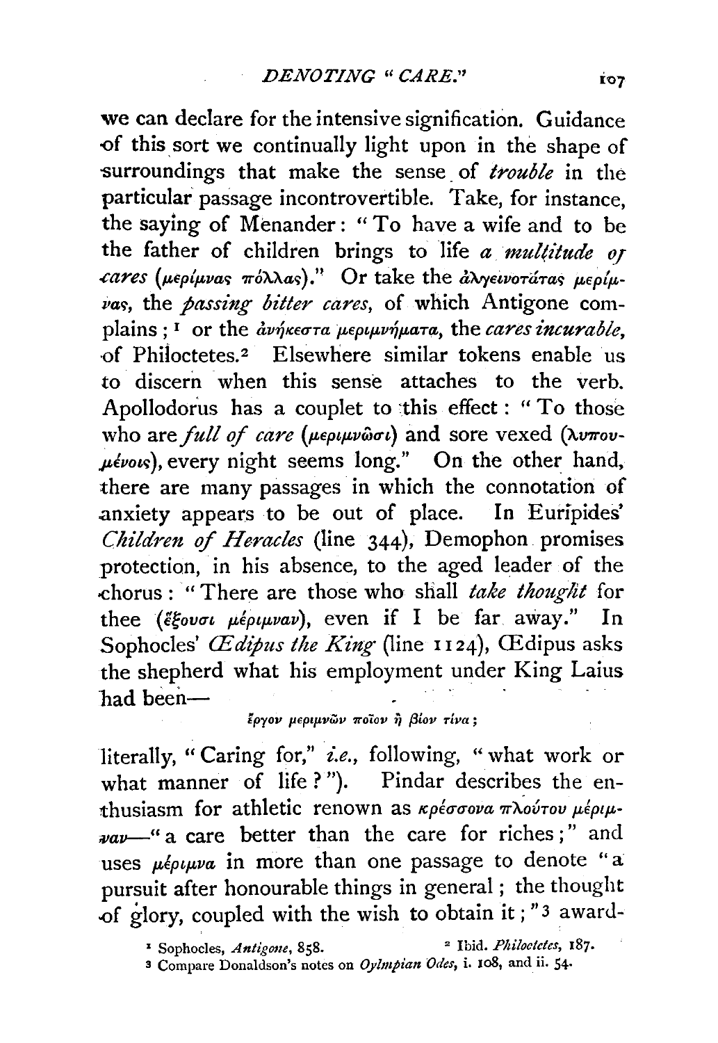we can declare for the intensive signification. Guidance of this sort we continually light upon in the shape of surroundings that make the sense of *trouble* in the particular passage incontrovertible. Take, for instance, the saying of Menander: "To have a wife and to be the father of children brings to life *a multitude of cares* (μερίμνας πόλλας)." Or take the ἀλγεινοτάτας μερίμνας, the *passing bitter cares*, of which Antigone complains;[1] or the ἀνήκεστα μεριμνήματα, the *cares incurable*, of Philoctetes.[2] Elsewhere similar tokens enable us to discern when this sense attaches to the verb. Apollodorus has a couplet to this effect: "To those who are *full of care* (μεριμνῶσι) and sore vexed (λυπουμένοις), every night seems long." On the other hand, there are many passages in which the connotation of anxiety appears to be out of place. In Euripides' *Children of Heracles* (line 344), Demophon promises protection, in his absence, to the aged leader of the chorus: "There are those who shall *take thought* for thee (ἕξουσι μέριμναν), even if I be far away." In Sophocles' *Œdipus the King* (line 1124), Œdipus asks the shepherd what his employment under King Laius had been—

ἔργον μεριμνῶν ποῖον ἢ βίον τίνα;

literally, "Caring for," *i.e.*, following, "what work or what manner of life?"). Pindar describes the enthusiasm for athletic renown as κρέσσονα πλούτου μέριμναν—"a care better than the care for riches;" and uses μέριμνα in more than one passage to denote "a pursuit after honourable things in general; the thought of glory, coupled with the wish to obtain it;"[3] award-

---

[1] Sophocles, *Antigone*, 858.

[2] Ibid. *Philoctetes*, 187.

[3] Compare Donaldson's notes on *Oylmpian Odes*, i. 108, and ii. 54.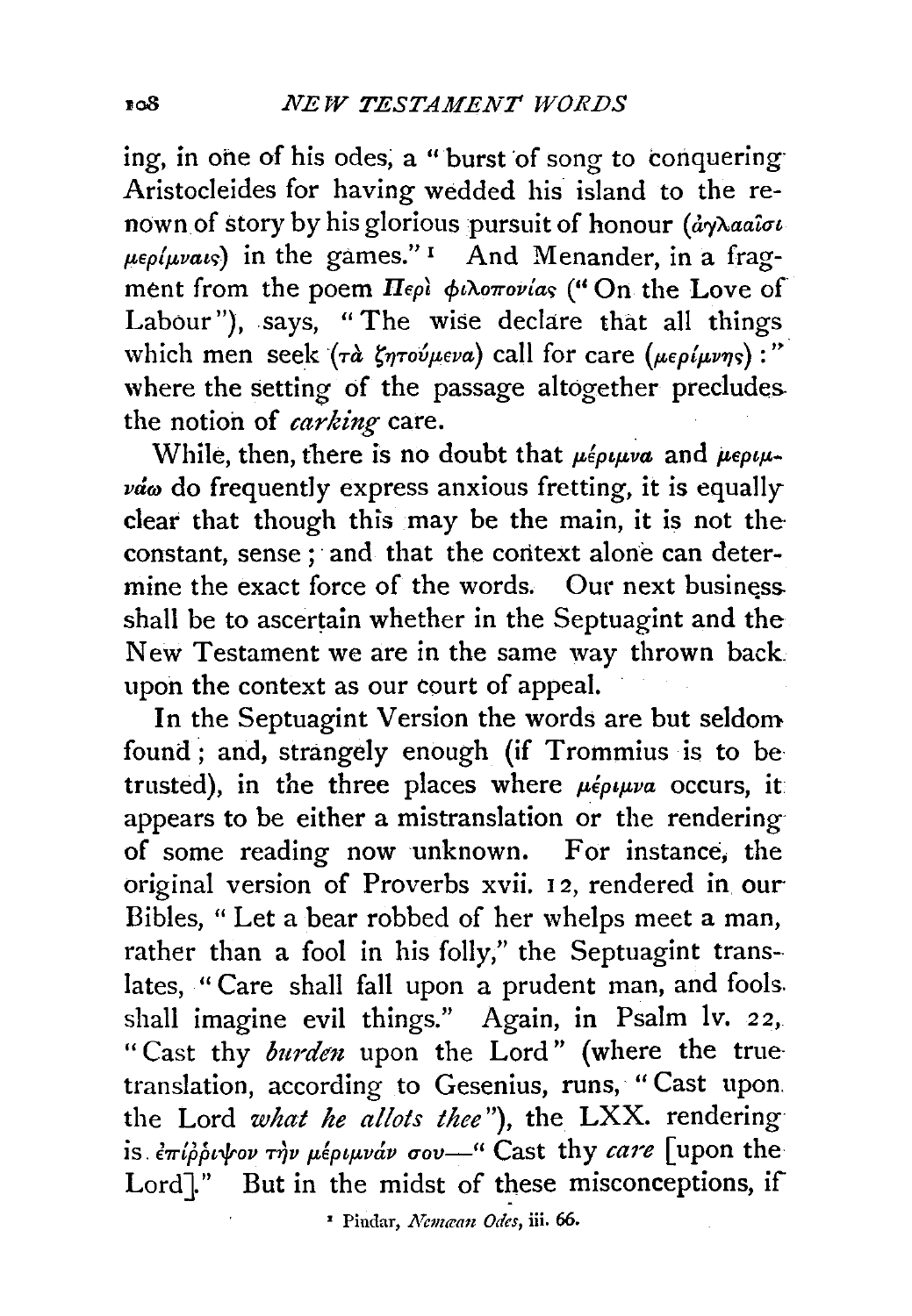ing, in one of his odes, a "burst of song to conquering Aristocleides for having wedded his island to the renown of story by his glorious pursuit of honour (ἀγλααῖσι μερίμναις) in the games."[1] And Menander, in a fragment from the poem Περὶ φιλοπονίας ("On the Love of Labour"), says, "The wise declare that all things which men seek (τὰ ζητούμενα) call for care (μερίμνης):" where the setting of the passage altogether precludes the notion of *carking* care.

While, then, there is no doubt that μέριμνα and μεριμνάω do frequently express anxious fretting, it is equally clear that though this may be the main, it is not the constant, sense; and that the context alone can determine the exact force of the words. Our next business shall be to ascertain whether in the Septuagint and the New Testament we are in the same way thrown back upon the context as our court of appeal.

In the Septuagint Version the words are but seldom found; and, strangely enough (if Trommius is to be trusted), in the three places where μέριμνα occurs, it appears to be either a mistranslation or the rendering of some reading now unknown. For instance, the original version of Proverbs xvii. 12, rendered in our Bibles, "Let a bear robbed of her whelps meet a man, rather than a fool in his folly," the Septuagint translates, "Care shall fall upon a prudent man, and fools shall imagine evil things." Again, in Psalm lv. 22, "Cast thy *burden* upon the Lord" (where the true translation, according to Gesenius, runs, "Cast upon the Lord *what he allots thee*"), the LXX. rendering is ἐπίῤῥιψον τὴν μέριμνάν σου—"Cast thy *care* [upon the Lord]." But in the midst of these misconceptions, if

[1] Pindar, *Nemean Odes*, iii. 66.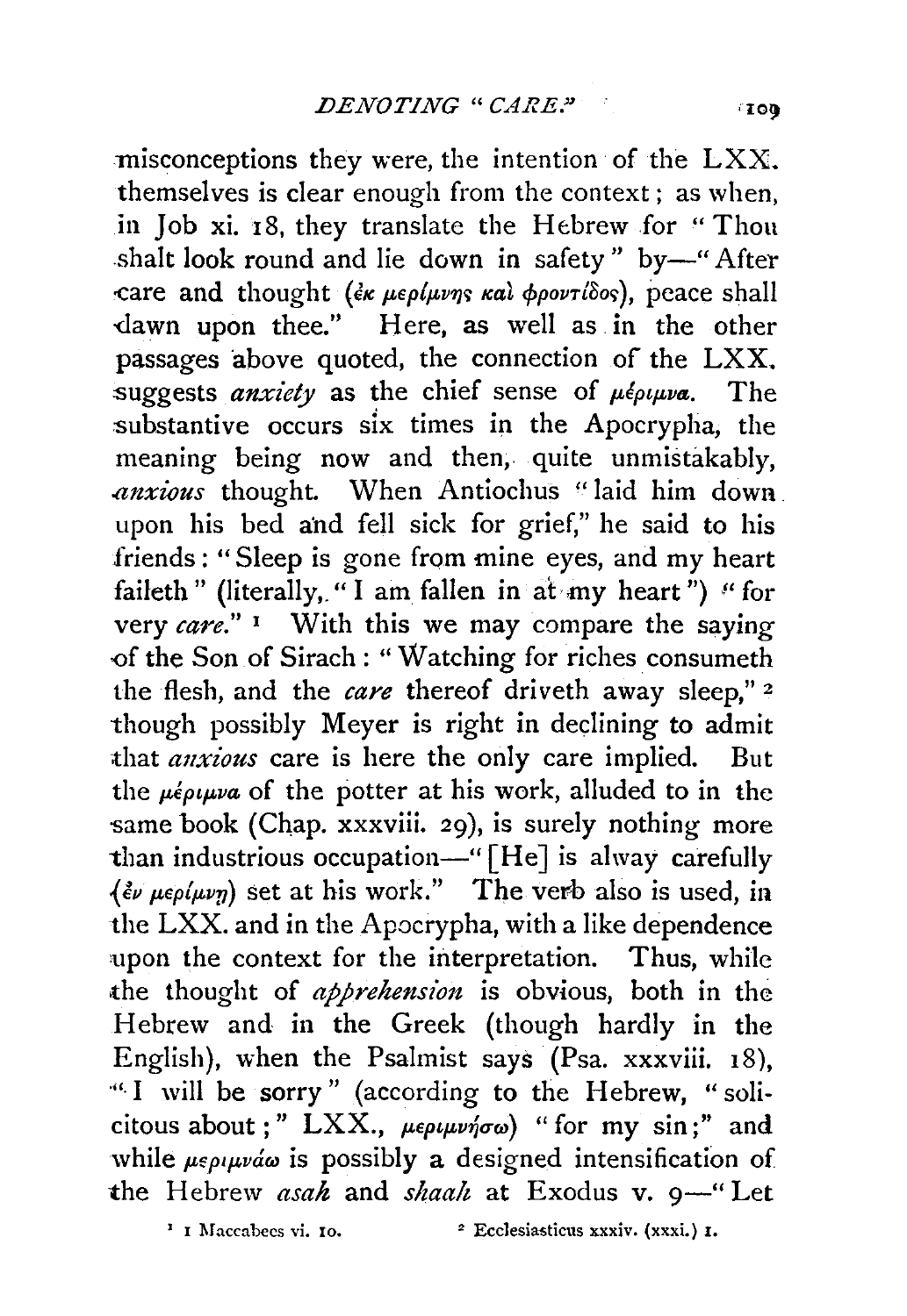misconceptions they were, the intention of the LXX. themselves is clear enough from the context; as when, in Job xi. 18, they translate the Hebrew for "Thou shalt look round and lie down in safety" by—"After care and thought (ἐκ μερίμνης καὶ φροντίδος), peace shall dawn upon thee." Here, as well as in the other passages above quoted, the connection of the LXX. suggests *anxiety* as the chief sense of μέριμνα. The substantive occurs six times in the Apocrypha, the meaning being now and then, quite unmistakably, *anxious* thought. When Antiochus "laid him down upon his bed and fell sick for grief," he said to his friends: "Sleep is gone from mine eyes, and my heart faileth" (literally, "I am fallen in at my heart") "for very *care*." [1] With this we may compare the saying of the Son of Sirach: "Watching for riches consumeth the flesh, and the *care* thereof driveth away sleep," [2] though possibly Meyer is right in declining to admit that *anxious* care is here the only care implied. But the μέριμνα of the potter at his work, alluded to in the same book (Chap. xxxviii. 29), is surely nothing more than industrious occupation—"[He] is alway carefully (ἐν μερίμνῃ) set at his work." The verb also is used, in the LXX. and in the Apocrypha, with a like dependence upon the context for the interpretation. Thus, while the thought of *apprehension* is obvious, both in the Hebrew and in the Greek (though hardly in the English), when the Psalmist says (Psa. xxxviii. 18), "I will be sorry" (according to the Hebrew, "solicitous about;" LXX., μεριμνήσω) "for my sin;" and while μεριμνάω is possibly a designed intensification of the Hebrew *asah* and *shaah* at Exodus v. 9—"Let

[1] 1 Maccabees vi. 10.

[2] Ecclesiasticus xxxiv. (xxxi.) 1.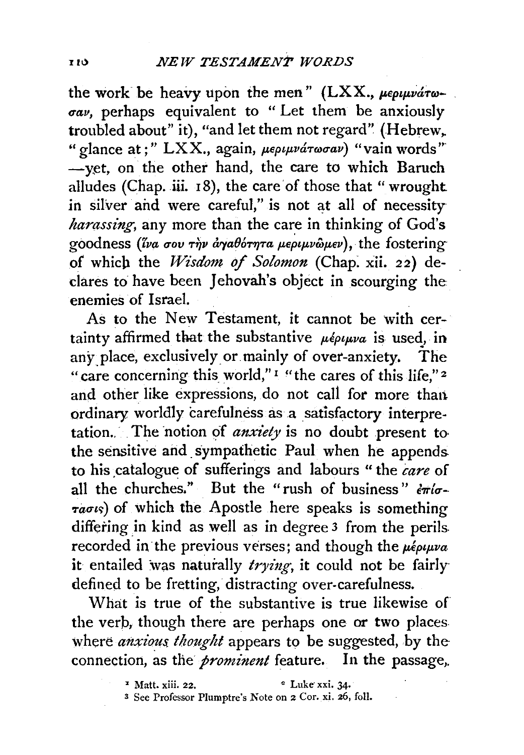the work be heavy upon the men" (LXX., μεριμνάτωσαν, perhaps equivalent to "Let them be anxiously troubled about" it), "and let them not regard" (Hebrew, "glance at;" LXX., again, μεριμνάτωσαν) "vain words" —yet, on the other hand, the care to which Baruch alludes (Chap. iii. 18), the care of those that "wrought in silver and were careful," is not at all of necessity *harassing*, any more than the care in thinking of God's goodness (ἵνα σου τὴν ἀγαθότητα μεριμνῶμεν), the fostering of which the *Wisdom of Solomon* (Chap. xii. 22) declares to have been Jehovah's object in scourging the enemies of Israel.

As to the New Testament, it cannot be with certainty affirmed that the substantive μέριμνα is used, in any place, exclusively or mainly of over-anxiety. The "care concerning this world,"[1] "the cares of this life,"[2] and other like expressions, do not call for more than ordinary worldly carefulness as a satisfactory interpretation. The notion of *anxiety* is no doubt present to the sensitive and sympathetic Paul when he appends to his catalogue of sufferings and labours "the *care* of all the churches." But the "rush of business" ἐπίστασις) of which the Apostle here speaks is something differing in kind as well as in degree[3] from the perils recorded in the previous verses; and though the μέριμνα it entailed was naturally *trying*, it could not be fairly defined to be fretting, distracting over-carefulness.

What is true of the substantive is true likewise of the verb, though there are perhaps one or two places where *anxious thought* appears to be suggested, by the connection, as the *prominent* feature. In the passage,

[1] Matt. xiii. 22. [2] Luke xxi. 34.

[3] See Professor Plumptre's Note on 2 Cor. xi. 26, foll.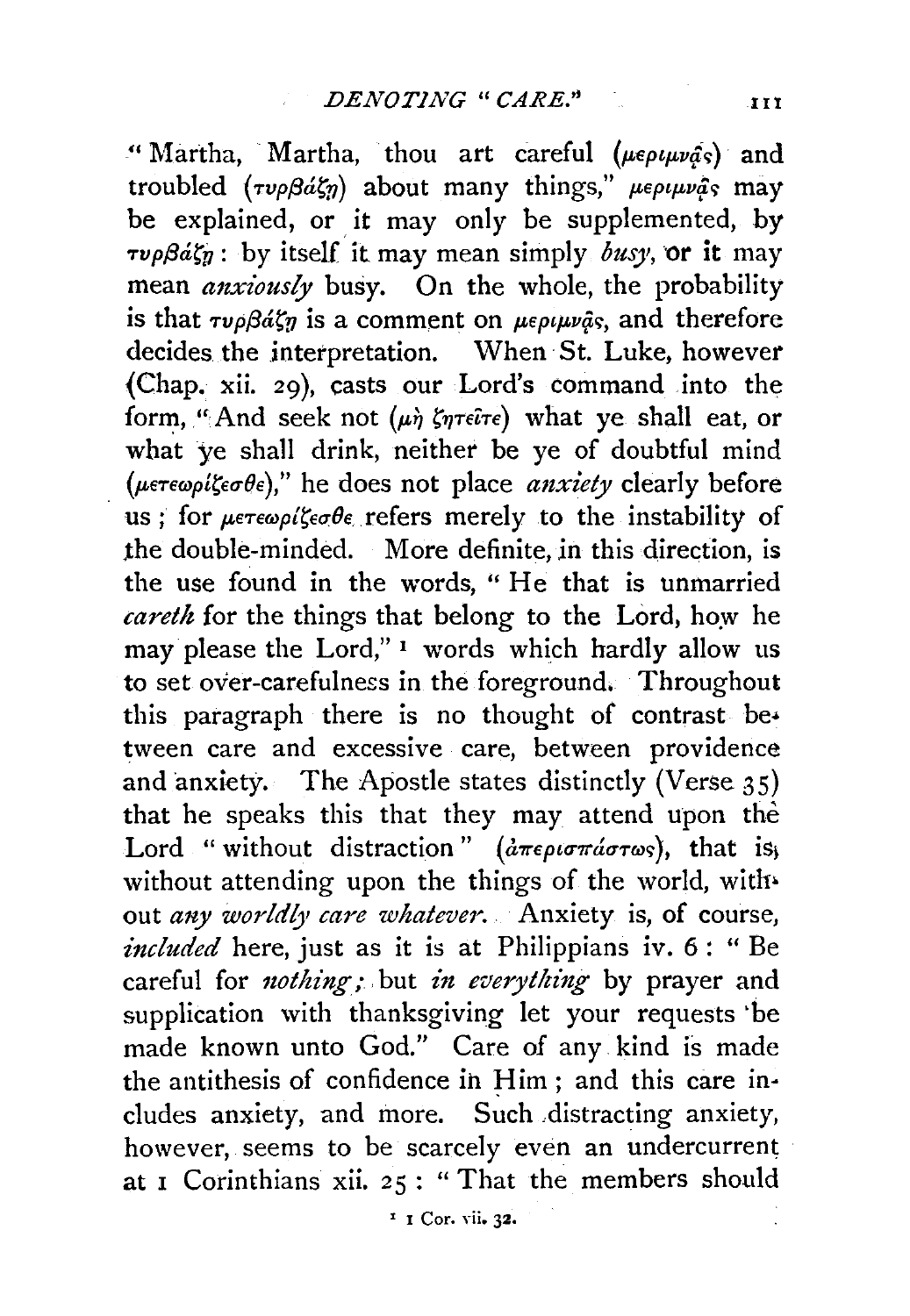"Martha, Martha, thou art careful (μεριμνᾷς) and troubled (τυρβάζῃ) about many things," μεριμνᾷς may be explained, or it may only be supplemented, by τυρβάζῃ: by itself it may mean simply *busy*, or it may mean *anxiously* busy. On the whole, the probability is that τυρβάζῃ is a comment on μεριμνᾷς, and therefore decides the interpretation. When St. Luke, however (Chap. xii. 29), casts our Lord's command into the form, "And seek not (μὴ ζητεῖτε) what ye shall eat, or what ye shall drink, neither be ye of doubtful mind (μετεωρίζεσθε)," he does not place *anxiety* clearly before us; for μετεωρίζεσθε refers merely to the instability of the double-minded. More definite, in this direction, is the use found in the words, "He that is unmarried *careth* for the things that belong to the Lord, how he may please the Lord," [1] words which hardly allow us to set over-carefulness in the foreground. Throughout this paragraph there is no thought of contrast between care and excessive care, between providence and anxiety. The Apostle states distinctly (Verse 35) that he speaks this that they may attend upon the Lord "without distraction" (ἀπερισπάστως), that is, without attending upon the things of the world, without *any worldly care whatever*. Anxiety is, of course, *included* here, just as it is at Philippians iv. 6: "Be careful for *nothing*; but *in everything* by prayer and supplication with thanksgiving let your requests be made known unto God." Care of any kind is made the antithesis of confidence in Him; and this care includes anxiety, and more. Such distracting anxiety, however, seems to be scarcely even an undercurrent at 1 Corinthians xii. 25: "That the members should

[1] 1 Cor. vii. 32.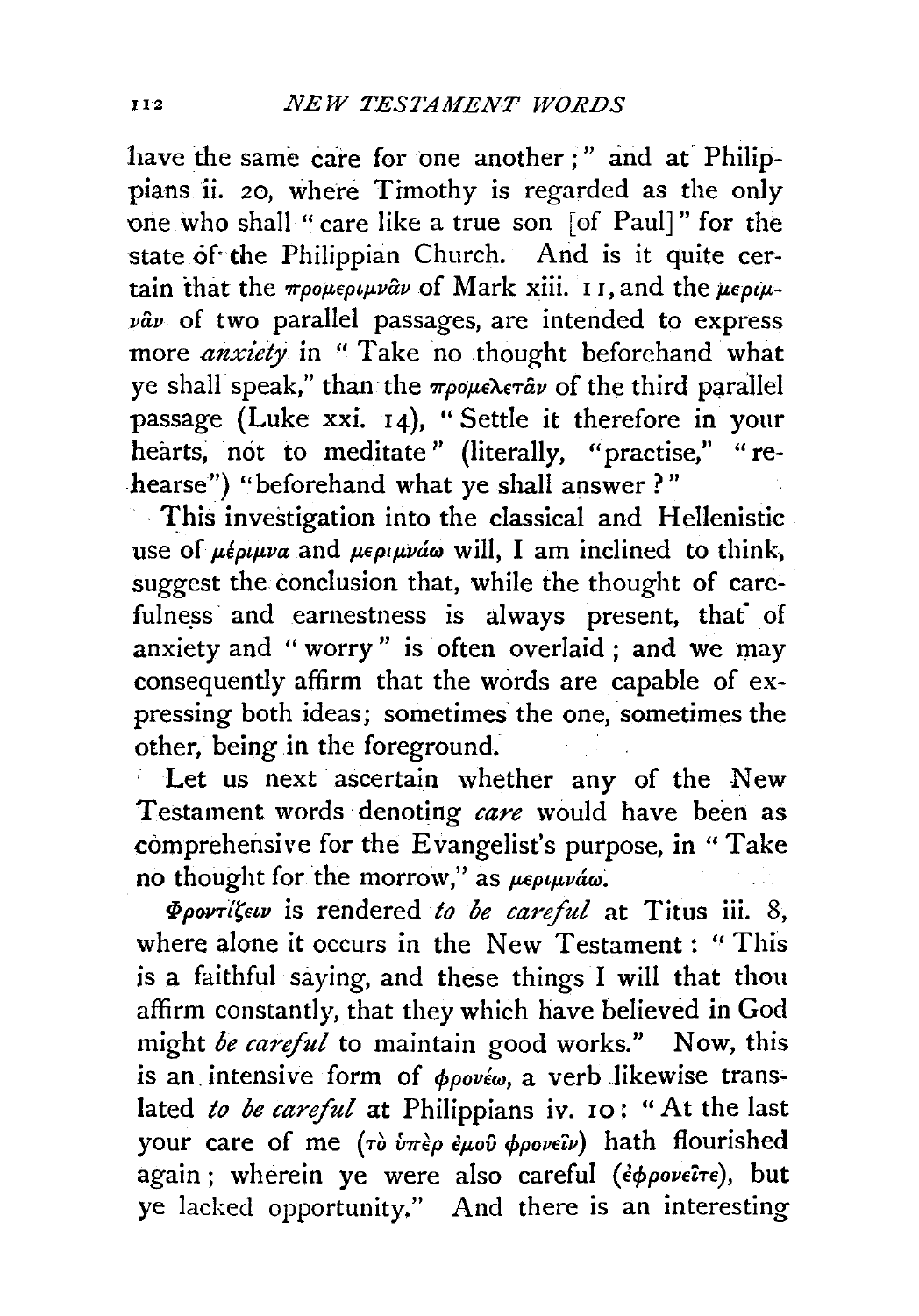have the same care for one another;" and at Philippians ii. 20, where Timothy is regarded as the only one who shall "care like a true son [of Paul]" for the state of the Philippian Church. And is it quite certain that the προμεριμνᾶν of Mark xiii. 11, and the μεριμνᾶν of two parallel passages, are intended to express more *anxiety* in "Take no thought beforehand what ye shall speak," than the προμελετᾶν of the third parallel passage (Luke xxi. 14), "Settle it therefore in your hearts, not to meditate" (literally, "practise," "rehearse") "beforehand what ye shall answer?"

This investigation into the classical and Hellenistic use of μέριμνα and μεριμνάω will, I am inclined to think, suggest the conclusion that, while the thought of carefulness and earnestness is always present, that of anxiety and "worry" is often overlaid; and we may consequently affirm that the words are capable of expressing both ideas; sometimes the one, sometimes the other, being in the foreground.

Let us next ascertain whether any of the New Testament words denoting *care* would have been as comprehensive for the Evangelist's purpose, in "Take no thought for the morrow," as μεριμνάω.

Φροντίζειν is rendered *to be careful* at Titus iii. 8, where alone it occurs in the New Testament: "This is a faithful saying, and these things I will that thou affirm constantly, that they which have believed in God might *be careful* to maintain good works." Now, this is an intensive form of φρονέω, a verb likewise translated *to be careful* at Philippians iv. 10: "At the last your care of me (τὸ ὑπὲρ ἐμοῦ φρονεῖν) hath flourished again; wherein ye were also careful (ἐφρονεῖτε), but ye lacked opportunity." And there is an interesting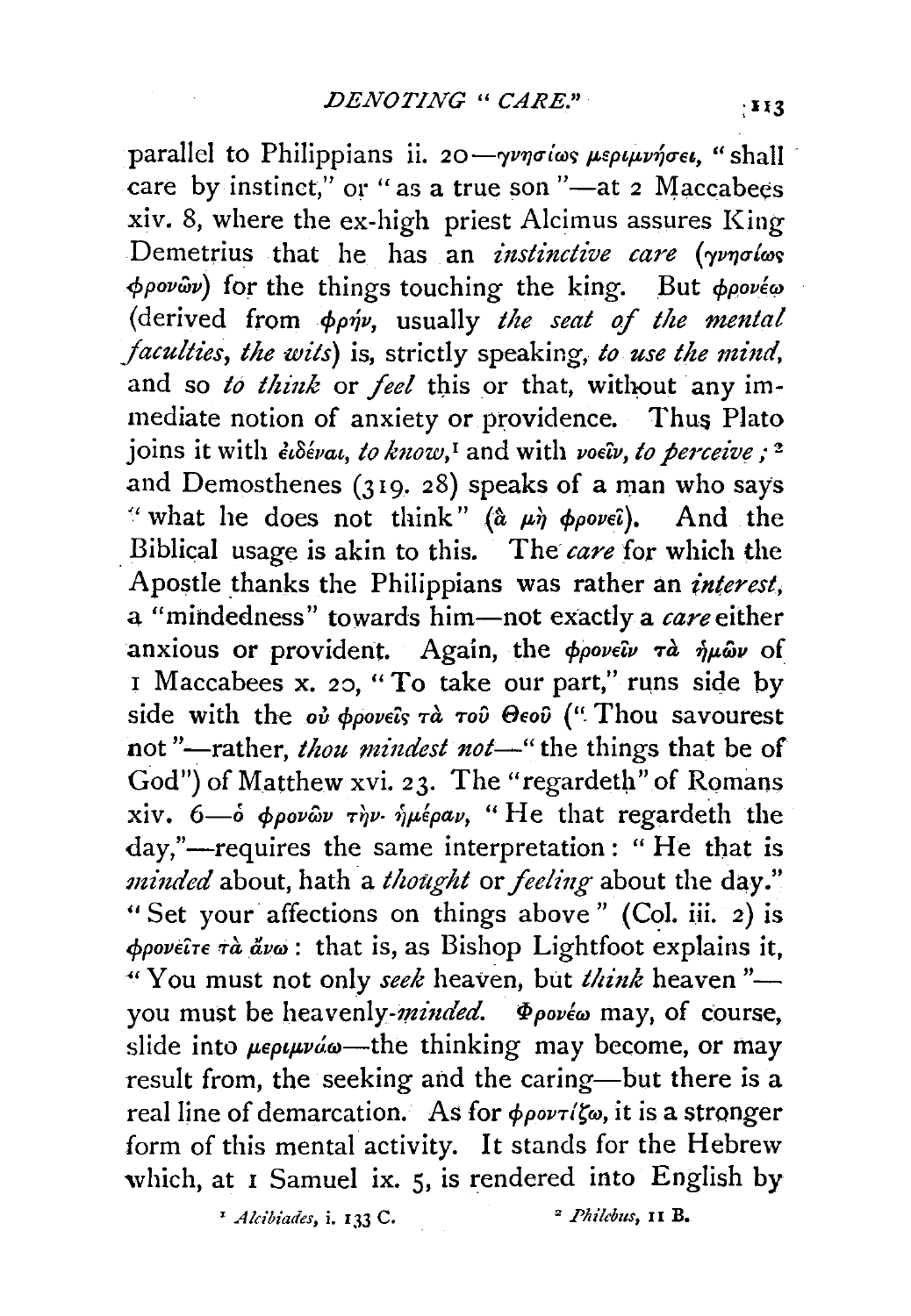parallel to Philippians ii. 20—γνησίως μεριμνήσει, "shall care by instinct," or "as a true son"—at 2 Maccabees xiv. 8, where the ex-high priest Alcimus assures King Demetrius that he has an *instinctive care* (γνησίως φρονῶν) for the things touching the king. But φρονέω (derived from φρήν, usually *the seat of the mental faculties, the wits*) is, strictly speaking, *to use the mind*, and so *to think* or *feel* this or that, without any immediate notion of anxiety or providence. Thus Plato joins it with εἰδέναι, *to know*,[1] and with νοεῖν, *to perceive*;[2] and Demosthenes (319. 28) speaks of a man who says "what he does not think" (ἃ μὴ φρονεῖ). And the Biblical usage is akin to this. The *care* for which the Apostle thanks the Philippians was rather an *interest*, a "mindedness" towards him—not exactly a *care* either anxious or provident. Again, the φρονεῖν τὰ ἡμῶν of 1 Maccabees x. 20, "To take our part," runs side by side with the οὐ φρονεῖς τὰ τοῦ Θεοῦ ("Thou savourest not"—rather, *thou mindest not*—"the things that be of God") of Matthew xvi. 23. The "regardeth" of Romans xiv. 6—ὁ φρονῶν τὴν ἡμέραν, "He that regardeth the day,"—requires the same interpretation: "He that is *minded* about, hath a *thought* or *feeling* about the day." "Set your affections on things above" (Col. iii. 2) is φρονεῖτε τὰ ἄνω: that is, as Bishop Lightfoot explains it, "You must not only *seek* heaven, but *think* heaven"—you must be heavenly-*minded*. Φρονέω may, of course, slide into μεριμνάω—the thinking may become, or may result from, the seeking and the caring—but there is a real line of demarcation. As for φροντίζω, it is a stronger form of this mental activity. It stands for the Hebrew which, at 1 Samuel ix. 5, is rendered into English by

[1] *Alcibiades*, i. 133 C.

[2] *Philebus*, 11 B.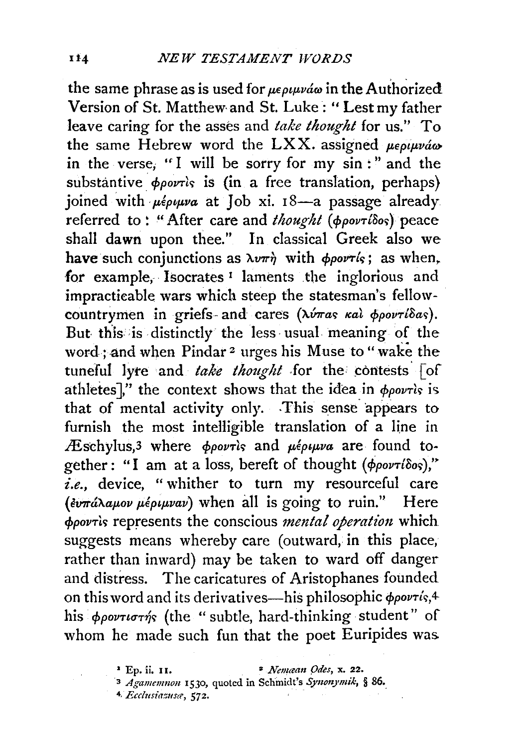the same phrase as is used for μεριμνάω in the Authorized Version of St. Matthew and St. Luke: "Lest my father leave caring for the asses and *take thought* for us." To the same Hebrew word the LXX. assigned μεριμνάω in the verse, "I will be sorry for my sin:" and the substantive φροντὶς is (in a free translation, perhaps) joined with μέριμνα at Job xi. 18—a passage already referred to: "After care and *thought* (φροντίδος) peace shall dawn upon thee." In classical Greek also we have such conjunctions as λυπὴ with φροντίς; as when, for example, Isocrates[1] laments the inglorious and impracticable wars which steep the statesman's fellow-countrymen in griefs and cares (λύπας καὶ φροντίδας). But this is distinctly the less usual meaning of the word; and when Pindar[2] urges his Muse to "wake the tuneful lyre and *take thought* for the contests [of athletes]," the context shows that the idea in φροντὶς is that of mental activity only. This sense appears to furnish the most intelligible translation of a line in Æschylus,[3] where φροντὶς and μέριμνα are found together: "I am at a loss, bereft of thought (φροντίδος)," *i.e.*, device, "whither to turn my resourceful care (εὐπάλαμον μέριμναν) when all is going to ruin." Here φροντὶς represents the conscious *mental operation* which suggests means whereby care (outward, in this place, rather than inward) may be taken to ward off danger and distress. The caricatures of Aristophanes founded on this word and its derivatives—his philosophic φροντίς,[4] his φροντιστής (the "subtle, hard-thinking student" of whom he made such fun that the poet Euripides was

[1] Ep. ii. 11. [2] *Nemæan Odes*, x. 22.
[3] *Agamemnon* 1530, quoted in Schmidt's *Synonymik*, § 86.
[4] *Ecclesiazusæ*, 572.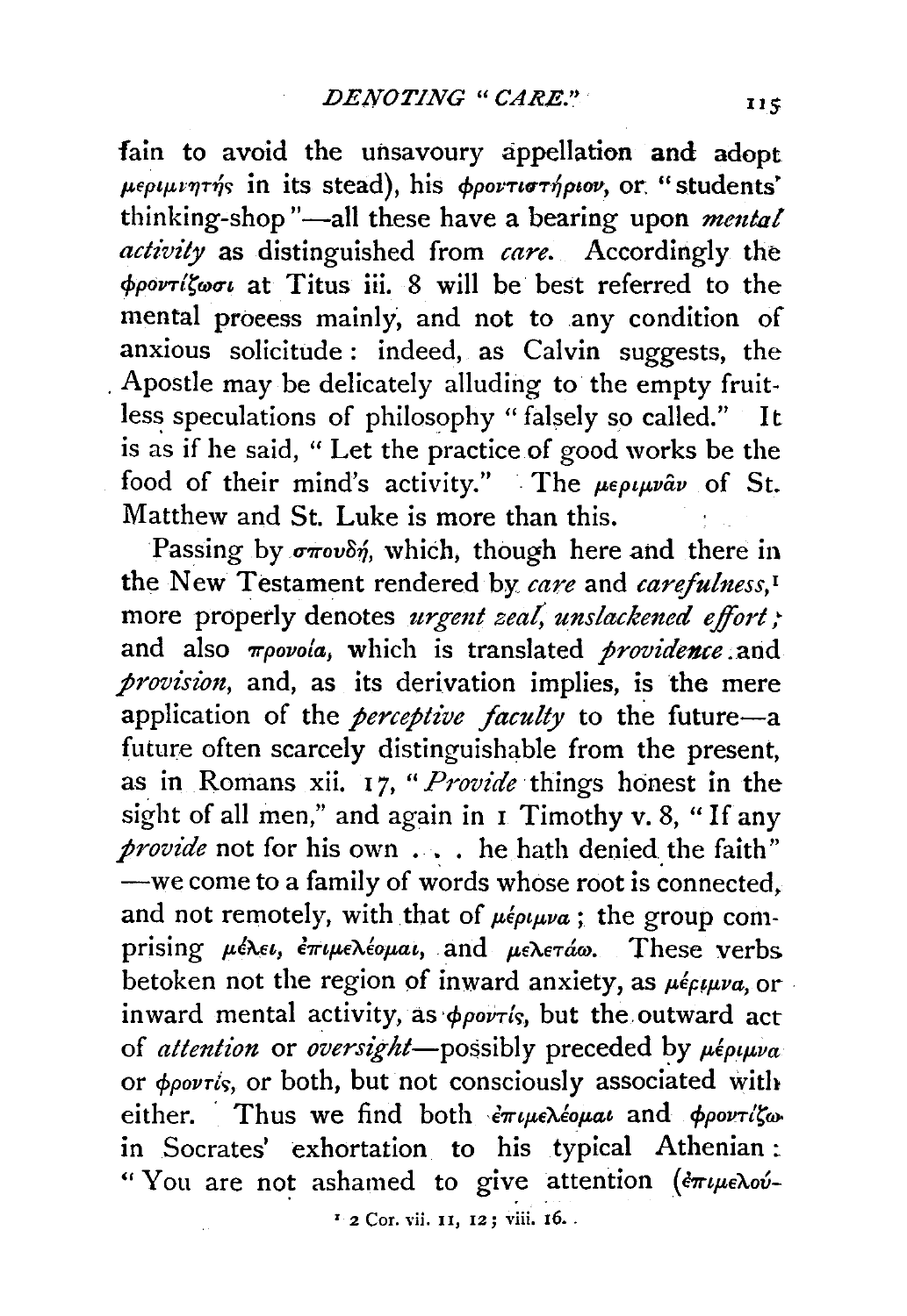fain to avoid the unsavoury appellation and adopt μεριμνητής in its stead), his φροντιστήριον, or "students' thinking-shop"—all these have a bearing upon *mental activity* as distinguished from *care*. Accordingly the φροντίζωσι at Titus iii. 8 will be best referred to the mental proeess mainly, and not to any condition of anxious solicitude: indeed, as Calvin suggests, the Apostle may be delicately alluding to the empty fruitless speculations of philosophy "falsely so called." It is as if he said, "Let the practice of good works be the food of their mind's activity." The μεριμνᾶν of St. Matthew and St. Luke is more than this.

Passing by σπουδή, which, though here and there in the New Testament rendered by *care* and *carefulness*,[1] more properly denotes *urgent zeal, unslackened effort*; and also πρόνοια, which is translated *providence* and *provision*, and, as its derivation implies, is the mere application of the *perceptive faculty* to the future—a future often scarcely distinguishable from the present, as in Romans xii. 17, "*Provide* things honest in the sight of all men," and again in 1 Timothy v. 8, "If any *provide* not for his own . . . he hath denied the faith"—we come to a family of words whose root is connected, and not remotely, with that of μέριμνα; the group comprising μέλει, ἐπιμελέομαι, and μελετάω. These verbs betoken not the region of inward anxiety, as μέριμνα, or inward mental activity, as φροντίς, but the outward act of *attention* or *oversight*—possibly preceded by μέριμνα or φροντίς, or both, but not consciously associated with either. Thus we find both ἐπιμελέομαι and φροντίζω in Socrates' exhortation to his typical Athenian: "You are not ashamed to give attention (ἐπιμελού-

[1] 2 Cor. vii. 11, 12; viii. 16.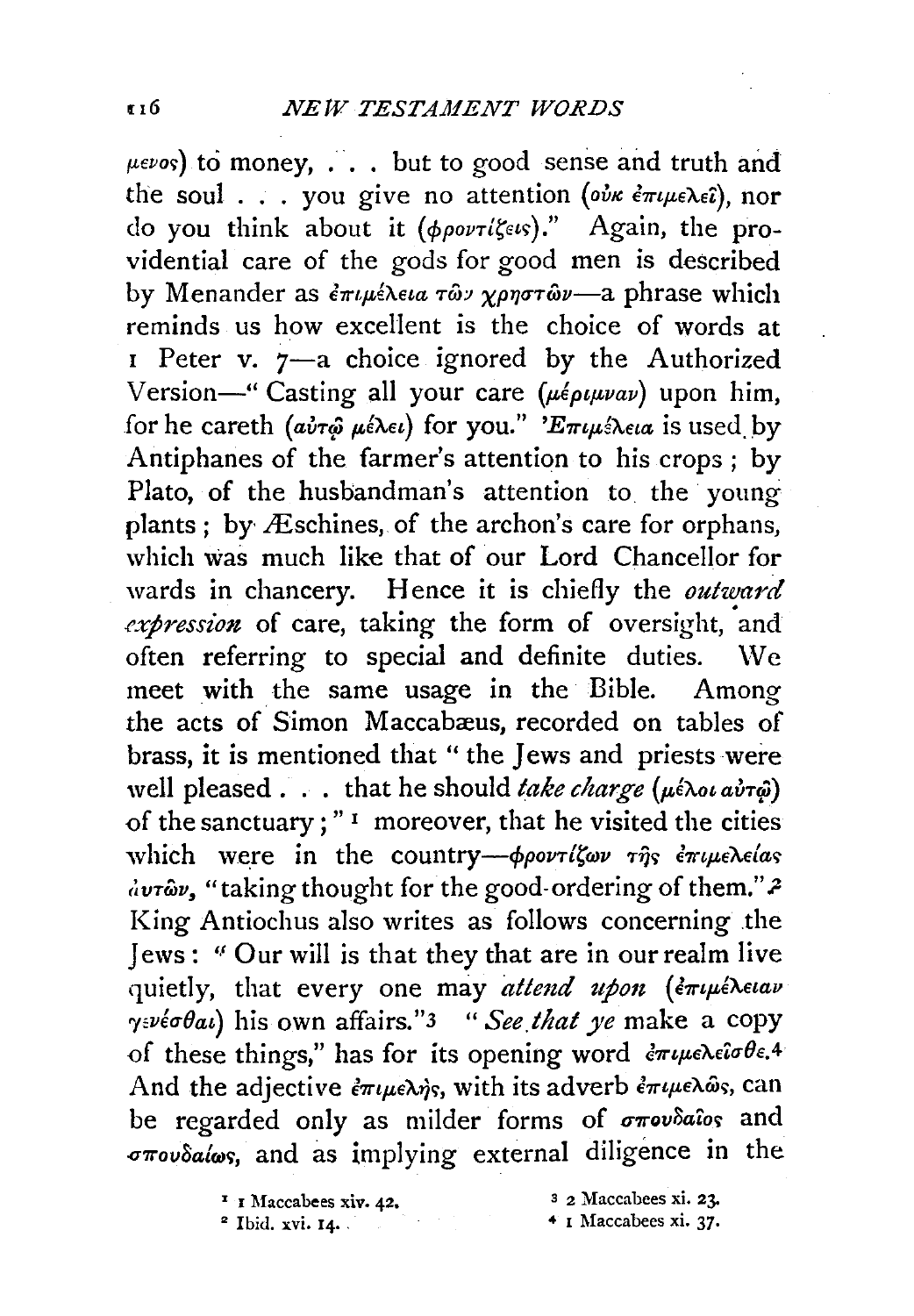μενος) to money, . . . but to good sense and truth and the soul . . . you give no attention (οὐκ ἐπιμελεῖ), nor do you think about it (φροντίζεις)." Again, the providential care of the gods for good men is described by Menander as ἐπιμέλεια τῶν χρηστῶν—a phrase which reminds us how excellent is the choice of words at 1 Peter v. 7—a choice ignored by the Authorized Version—"Casting all your care (μέριμναν) upon him, for he careth (αὐτῷ μέλει) for you." Ἐπιμέλεια is used by Antiphanes of the farmer's attention to his crops; by Plato, of the husbandman's attention to the young plants; by Æschines, of the archon's care for orphans, which was much like that of our Lord Chancellor for wards in chancery. Hence it is chiefly the *outward expression* of care, taking the form of oversight, and often referring to special and definite duties. We meet with the same usage in the Bible. Among the acts of Simon Maccabæus, recorded on tables of brass, it is mentioned that "the Jews and priests were well pleased . . . that he should *take charge* (μέλοι αὐτῷ) of the sanctuary;"[1] moreover, that he visited the cities which were in the country—φροντίζων τῆς ἐπιμελείας αὐτῶν, "taking thought for the good-ordering of them."[2] King Antiochus also writes as follows concerning the Jews: "Our will is that they that are in our realm live quietly, that every one may *attend upon* (ἐπιμέλειαν γενέσθαι) his own affairs."[3] "*See that ye* make a copy of these things," has for its opening word ἐπιμελεῖσθε.[4] And the adjective ἐπιμελής, with its adverb ἐπιμελῶς, can be regarded only as milder forms of σπουδαῖος and σπουδαίως, and as implying external diligence in the

[1] 1 Maccabees xiv. 42.
[2] Ibid. xvi. 14.
[3] 2 Maccabees xi. 23.
[4] 1 Maccabees xi. 37.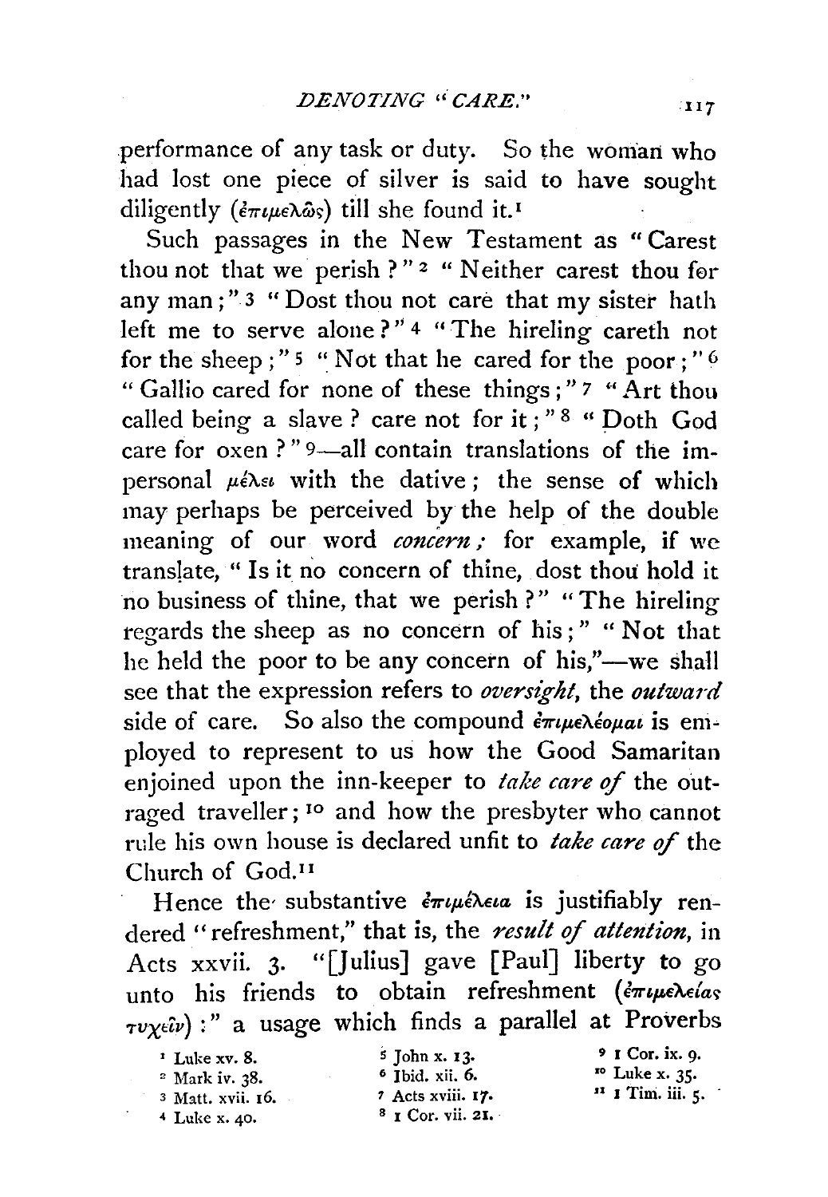performance of any task or duty. So the woman who had lost one piece of silver is said to have sought diligently (ἐπιμελῶς) till she found it.[1]

Such passages in the New Testament as "Carest thou not that we perish?"[2] "Neither carest thou for any man;"[3] "Dost thou not care that my sister hath left me to serve alone?"[4] "The hireling careth not for the sheep;"[5] "Not that he cared for the poor;"[6] "Gallio cared for none of these things;"[7] "Art thou called being a slave? care not for it;"[8] "Doth God care for oxen?"[9]—all contain translations of the impersonal μέλει with the dative; the sense of which may perhaps be perceived by the help of the double meaning of our word *concern;* for example, if we translate, "Is it no concern of thine, dost thou hold it no business of thine, that we perish?" "The hireling regards the sheep as no concern of his;" "Not that he held the poor to be any concern of his,"—we shall see that the expression refers to *oversight*, the *outward* side of care. So also the compound ἐπιμελέομαι is employed to represent to us how the Good Samaritan enjoined upon the inn-keeper to *take care of* the outraged traveller;[10] and how the presbyter who cannot rule his own house is declared unfit to *take care of* the Church of God.[11]

Hence the substantive ἐπιμέλεια is justifiably rendered "refreshment," that is, the *result of attention*, in Acts xxvii. 3. "[Julius] gave [Paul] liberty to go unto his friends to obtain refreshment (ἐπιμελείας τυχεῖν):" a usage which finds a parallel at Proverbs

[1] Luke xv. 8.
[2] Mark iv. 38.
[3] Matt. xvii. 16.
[4] Luke x. 40.
[5] John x. 13.
[6] Ibid. xii. 6.
[7] Acts xviii. 17.
[8] 1 Cor. vii. 21.
[9] 1 Cor. ix. 9.
[10] Luke x. 35.
[11] 1 Tim. iii. 5.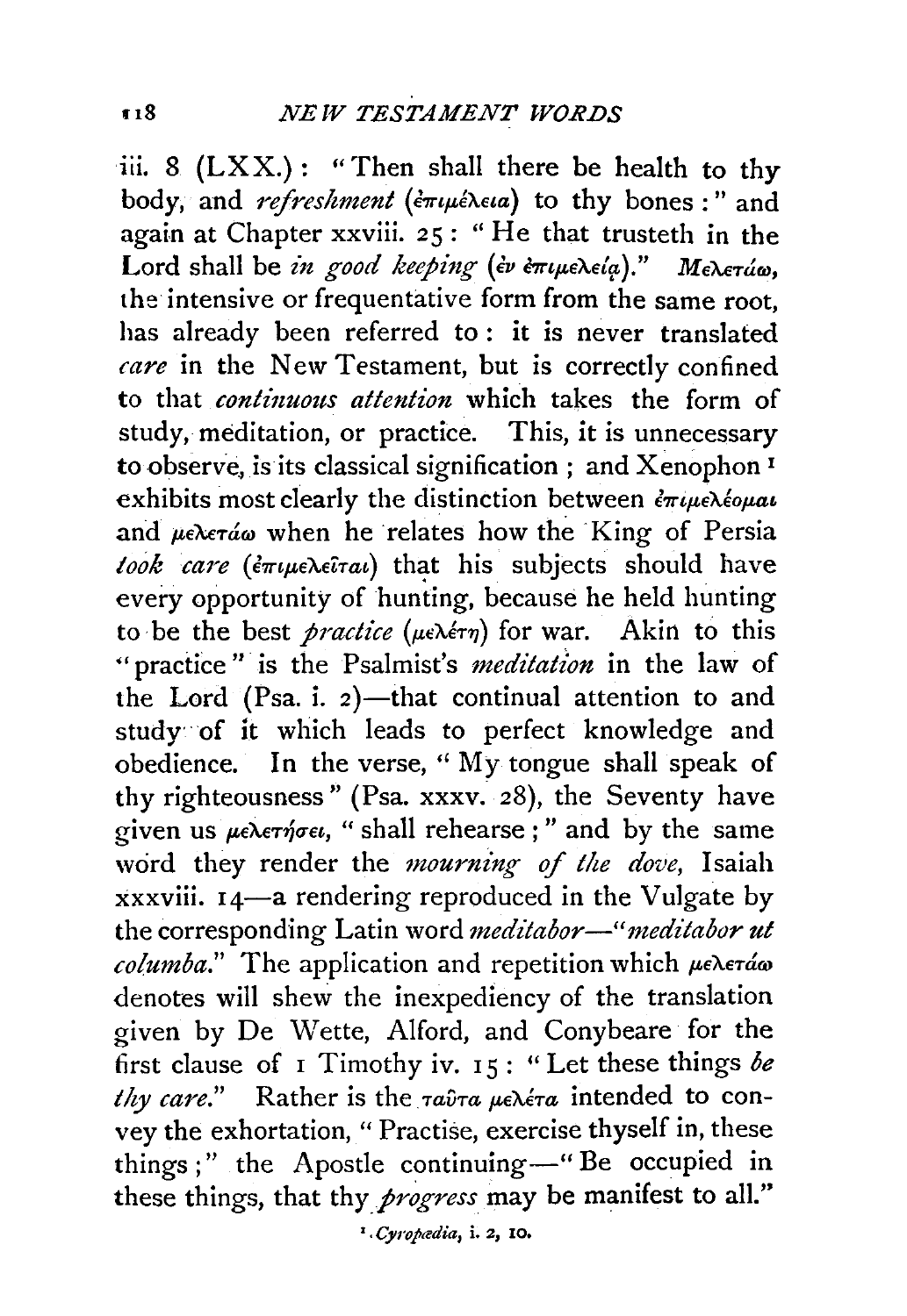iii. 8 (LXX.): "Then shall there be health to thy body, and *refreshment* (ἐπιμέλεια) to thy bones:" and again at Chapter xxviii. 25: "He that trusteth in the Lord shall be *in good keeping* (ἐν ἐπιμελείᾳ)." Μελετάω, the intensive or frequentative form from the same root, has already been referred to: it is never translated *care* in the New Testament, but is correctly confined to that *continuous attention* which takes the form of study, meditation, or practice. This, it is unnecessary to observe, is its classical signification; and Xenophon[1] exhibits most clearly the distinction between ἐπιμελέομαι and μελετάω when he relates how the King of Persia *took care* (ἐπιμελεῖται) that his subjects should have every opportunity of hunting, because he held hunting to be the best *practice* (μελέτη) for war. Akin to this "practice" is the Psalmist's *meditation* in the law of the Lord (Psa. i. 2)—that continual attention to and study of it which leads to perfect knowledge and obedience. In the verse, "My tongue shall speak of thy righteousness" (Psa. xxxv. 28), the Seventy have given us μελετήσει, "shall rehearse;" and by the same word they render the *mourning of the dove*, Isaiah xxxviii. 14—a rendering reproduced in the Vulgate by the corresponding Latin word *meditabor*—"*meditabor ut columba*." The application and repetition which μελετάω denotes will shew the inexpediency of the translation given by De Wette, Alford, and Conybeare for the first clause of 1 Timothy iv. 15: "Let these things *be thy care*." Rather is the ταῦτα μελέτα intended to convey the exhortation, "Practise, exercise thyself in, these things;" the Apostle continuing—"Be occupied in these things, that thy *progress* may be manifest to all."

[1] *Cyropædia*, i. 2, 10.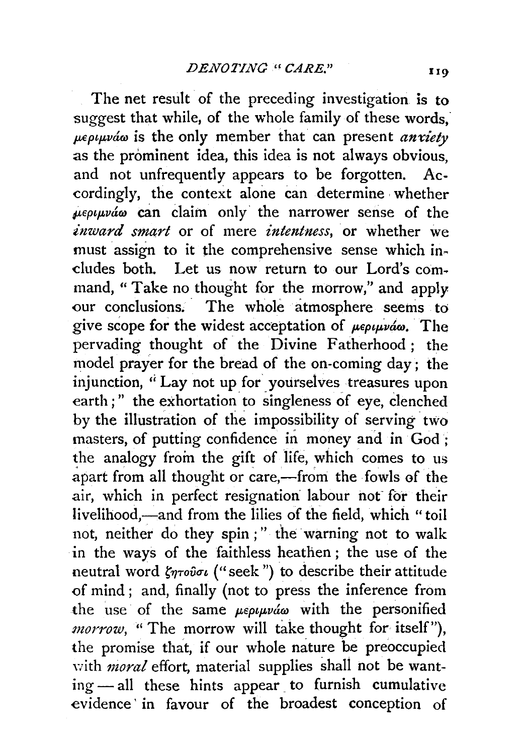The net result of the preceding investigation is to suggest that while, of the whole family of these words, μεριμνάω is the only member that can present *anxiety* as the prominent idea, this idea is not always obvious, and not unfrequently appears to be forgotten. Accordingly, the context alone can determine whether μεριμνάω can claim only the narrower sense of the *inward smart* or of mere *intentness*, or whether we must assign to it the comprehensive sense which includes both. Let us now return to our Lord's command, "Take no thought for the morrow," and apply our conclusions. The whole atmosphere seems to give scope for the widest acceptation of μεριμνάω. The pervading thought of the Divine Fatherhood; the model prayer for the bread of the on-coming day; the injunction, "Lay not up for yourselves treasures upon earth;" the exhortation to singleness of eye, clenched by the illustration of the impossibility of serving two masters, of putting confidence in money and in God; the analogy from the gift of life, which comes to us apart from all thought or care,—from the fowls of the air, which in perfect resignation labour not for their livelihood,—and from the lilies of the field, which "toil not, neither do they spin;" the warning not to walk in the ways of the faithless heathen; the use of the neutral word ζητοῦσι ("seek") to describe their attitude of mind; and, finally (not to press the inference from the use of the same μεριμνάω with the personified *morrow*, "The morrow will take thought for itself"), the promise that, if our whole nature be preoccupied with *moral* effort, material supplies shall not be wanting — all these hints appear to furnish cumulative evidence in favour of the broadest conception of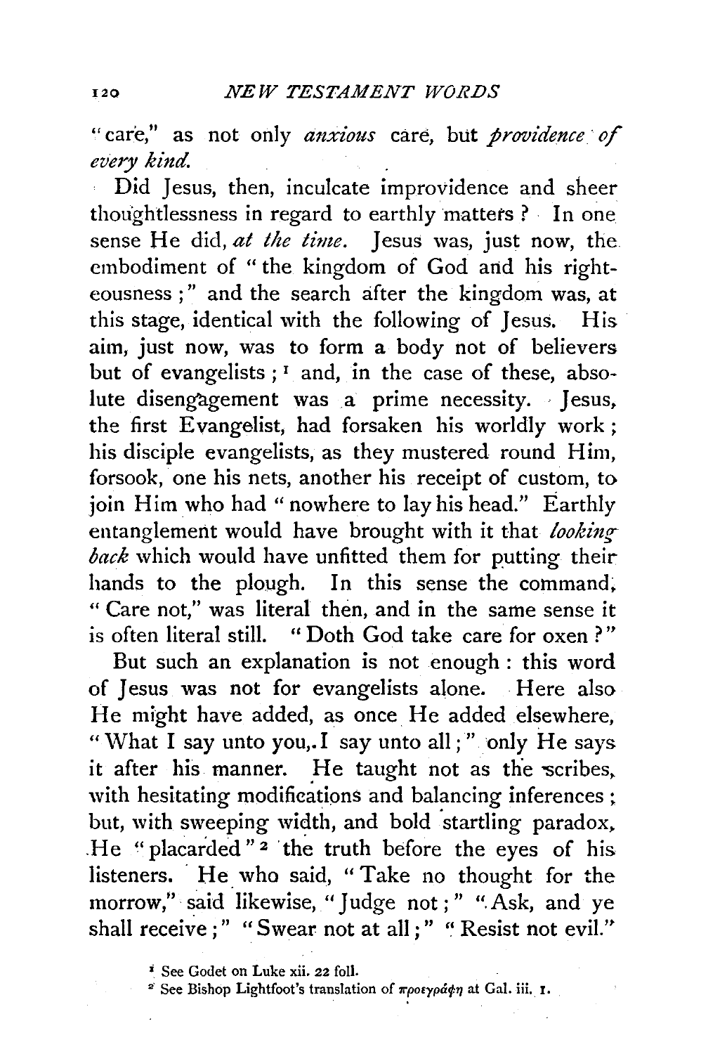"care," as not only *anxious* care, but *providence of every kind.*

Did Jesus, then, inculcate improvidence and sheer thoughtlessness in regard to earthly matters? In one sense He did, *at the time*. Jesus was, just now, the embodiment of "the kingdom of God and his righteousness;" and the search after the kingdom was, at this stage, identical with the following of Jesus. His aim, just now, was to form a body not of believers but of evangelists;[1] and, in the case of these, absolute disengagement was a prime necessity. Jesus, the first Evangelist, had forsaken his worldly work; his disciple evangelists, as they mustered round Him, forsook, one his nets, another his receipt of custom, to join Him who had "nowhere to lay his head." Earthly entanglement would have brought with it that *looking back* which would have unfitted them for putting their hands to the plough. In this sense the command, "Care not," was literal then, and in the same sense it is often literal still. "Doth God take care for oxen?"

But such an explanation is not enough: this word of Jesus was not for evangelists alone. Here also He might have added, as once He added elsewhere, "What I say unto you, I say unto all;" only He says it after his manner. He taught not as the scribes, with hesitating modifications and balancing inferences; but, with sweeping width, and bold startling paradox, He "placarded"[2] the truth before the eyes of his listeners. He who said, "Take no thought for the morrow," said likewise, "Judge not;" "Ask, and ye shall receive;" "Swear not at all;" "Resist not evil."

[1] See Godet on Luke xii. 22 foll.

[2] See Bishop Lightfoot's translation of προεγράφη at Gal. iii. 1.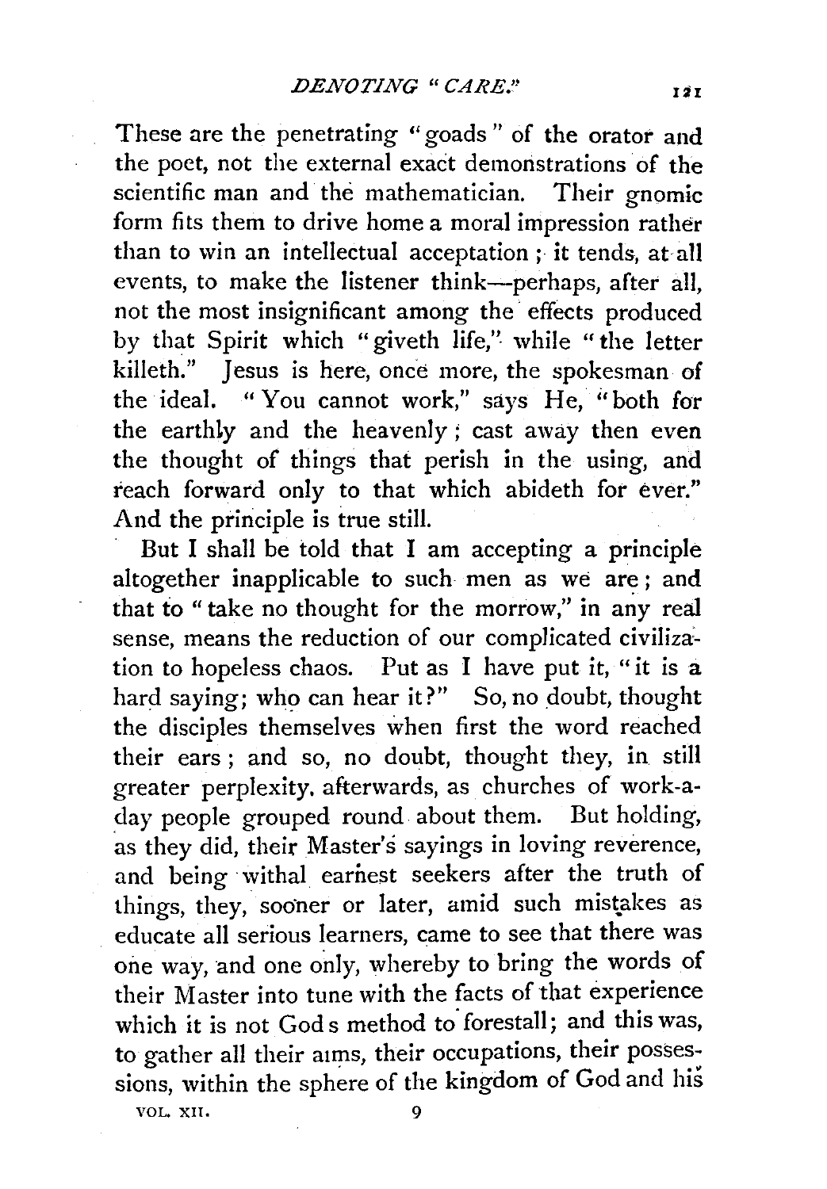These are the penetrating "goads" of the orator and the poet, not the external exact demonstrations of the scientific man and the mathematician. Their gnomic form fits them to drive home a moral impression rather than to win an intellectual acceptation; it tends, at all events, to make the listener think—perhaps, after all, not the most insignificant among the effects produced by that Spirit which "giveth life," while "the letter killeth." Jesus is here, once more, the spokesman of the ideal. "You cannot work," says He, "both for the earthly and the heavenly; cast away then even the thought of things that perish in the using, and reach forward only to that which abideth for ever." And the principle is true still.

But I shall be told that I am accepting a principle altogether inapplicable to such men as we are; and that to "take no thought for the morrow," in any real sense, means the reduction of our complicated civilization to hopeless chaos. Put as I have put it, "it is a hard saying; who can hear it?" So, no doubt, thought the disciples themselves when first the word reached their ears; and so, no doubt, thought they, in still greater perplexity, afterwards, as churches of work-a-day people grouped round about them. But holding, as they did, their Master's sayings in loving reverence, and being withal earnest seekers after the truth of things, they, sooner or later, amid such mistakes as educate all serious learners, came to see that there was one way, and one only, whereby to bring the words of their Master into tune with the facts of that experience which it is not God's method to forestall; and this was, to gather all their aims, their occupations, their possessions, within the sphere of the kingdom of God and his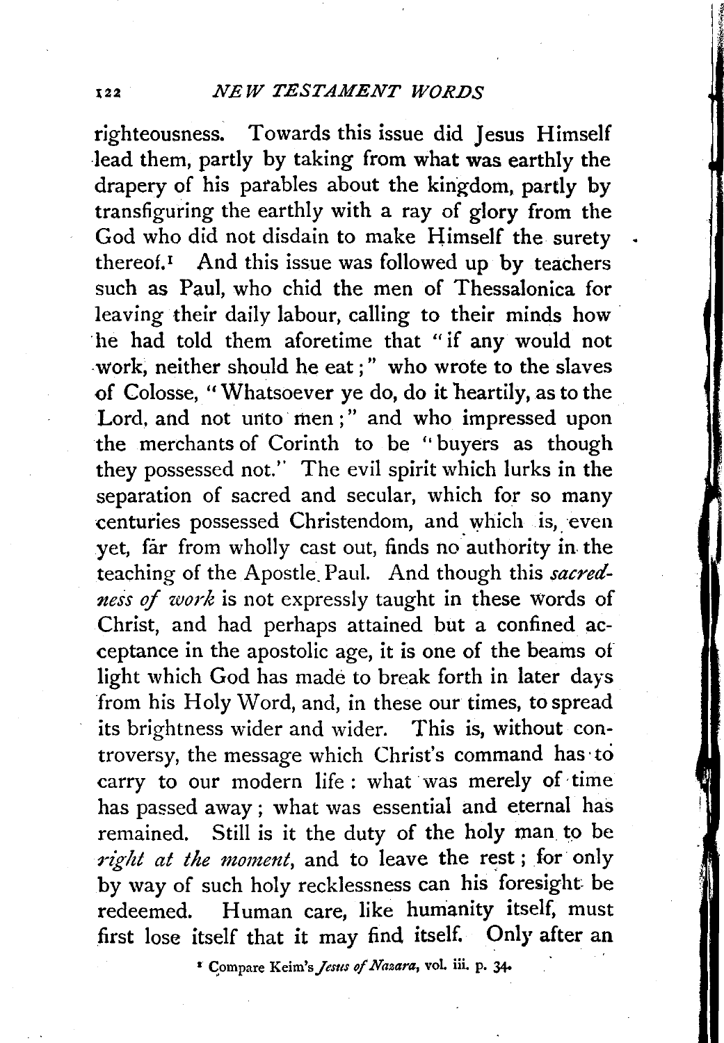righteousness. Towards this issue did Jesus Himself lead them, partly by taking from what was earthly the drapery of his parables about the kingdom, partly by transfiguring the earthly with a ray of glory from the God who did not disdain to make Himself the surety thereof.[1] And this issue was followed up by teachers such as Paul, who chid the men of Thessalonica for leaving their daily labour, calling to their minds how he had told them aforetime that "if any would not work, neither should he eat;" who wrote to the slaves of Colosse, "Whatsoever ye do, do it heartily, as to the Lord, and not unto men;" and who impressed upon the merchants of Corinth to be "buyers as though they possessed not." The evil spirit which lurks in the separation of sacred and secular, which for so many centuries possessed Christendom, and which is, even yet, far from wholly cast out, finds no authority in the teaching of the Apostle Paul. And though this *sacredness of work* is not expressly taught in these words of Christ, and had perhaps attained but a confined acceptance in the apostolic age, it is one of the beams of light which God has made to break forth in later days from his Holy Word, and, in these our times, to spread its brightness wider and wider. This is, without controversy, the message which Christ's command has to carry to our modern life: what was merely of time has passed away; what was essential and eternal has remained. Still is it the duty of the holy man to be *right at the moment*, and to leave the rest; for only by way of such holy recklessness can his foresight be redeemed. Human care, like humanity itself, must first lose itself that it may find itself. Only after an

[1] Compare Keim's *Jesus of Nazara*, vol. iii. p. 34.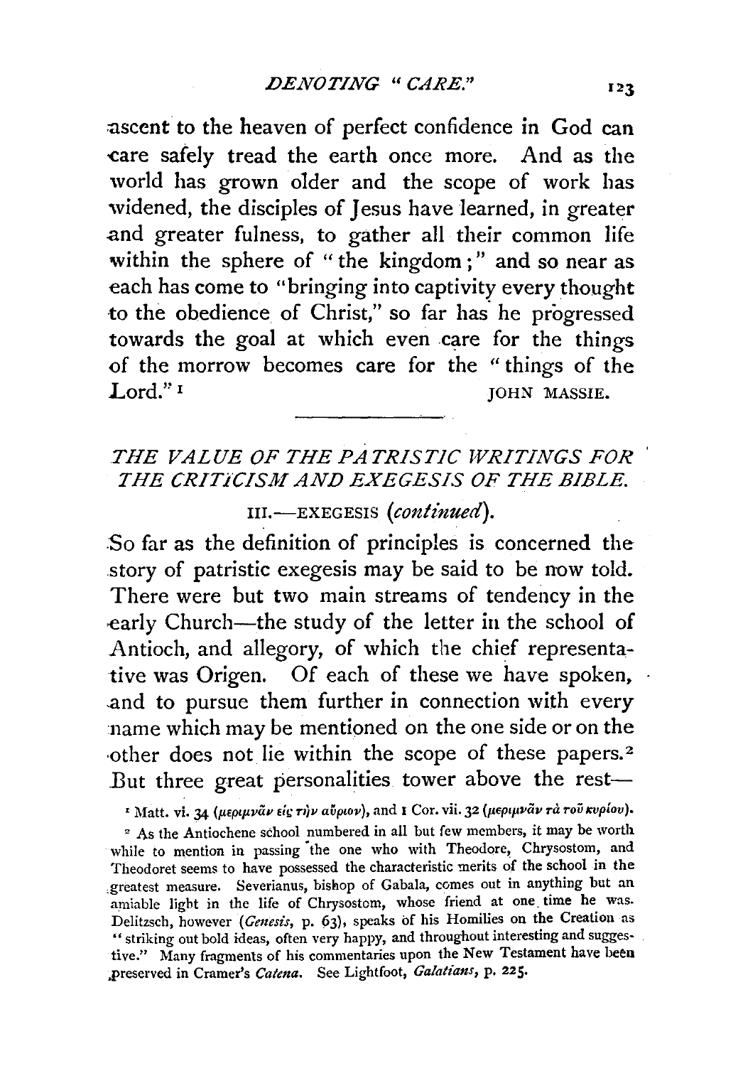ascent to the heaven of perfect confidence in God can care safely tread the earth once more. And as the world has grown older and the scope of work has widened, the disciples of Jesus have learned, in greater and greater fulness, to gather all their common life within the sphere of "the kingdom;" and so near as each has come to "bringing into captivity every thought to the obedience of Christ," so far has he progressed towards the goal at which even care for the things of the morrow becomes care for the "things of the Lord."[1]

JOHN MASSIE.

---

## *THE VALUE OF THE PATRISTIC WRITINGS FOR THE CRITICISM AND EXEGESIS OF THE BIBLE.*

### III.—EXEGESIS (*continued*).

So far as the definition of principles is concerned the story of patristic exegesis may be said to be now told. There were but two main streams of tendency in the early Church—the study of the letter in the school of Antioch, and allegory, of which the chief representative was Origen. Of each of these we have spoken, and to pursue them further in connection with every name which may be mentioned on the one side or on the other does not lie within the scope of these papers.[2] But three great personalities tower above the rest—

[1] Matt. vi. 34 (μεριμνᾶν εἰς τὴν αὔριον), and 1 Cor. vii. 32 (μεριμνᾶν τὰ τοῦ κυρίου).

[2] As the Antiochene school numbered in all but few members, it may be worth while to mention in passing the one who with Theodore, Chrysostom, and Theodoret seems to have possessed the characteristic merits of the school in the greatest measure. Severianus, bishop of Gabala, comes out in anything but an amiable light in the life of Chrysostom, whose friend at one time he was. Delitzsch, however (*Genesis*, p. 63), speaks of his Homilies on the Creation as "striking out bold ideas, often very happy, and throughout interesting and suggestive." Many fragments of his commentaries upon the New Testament have been preserved in Cramer's *Catena*. See Lightfoot, *Galatians*, p. 225.